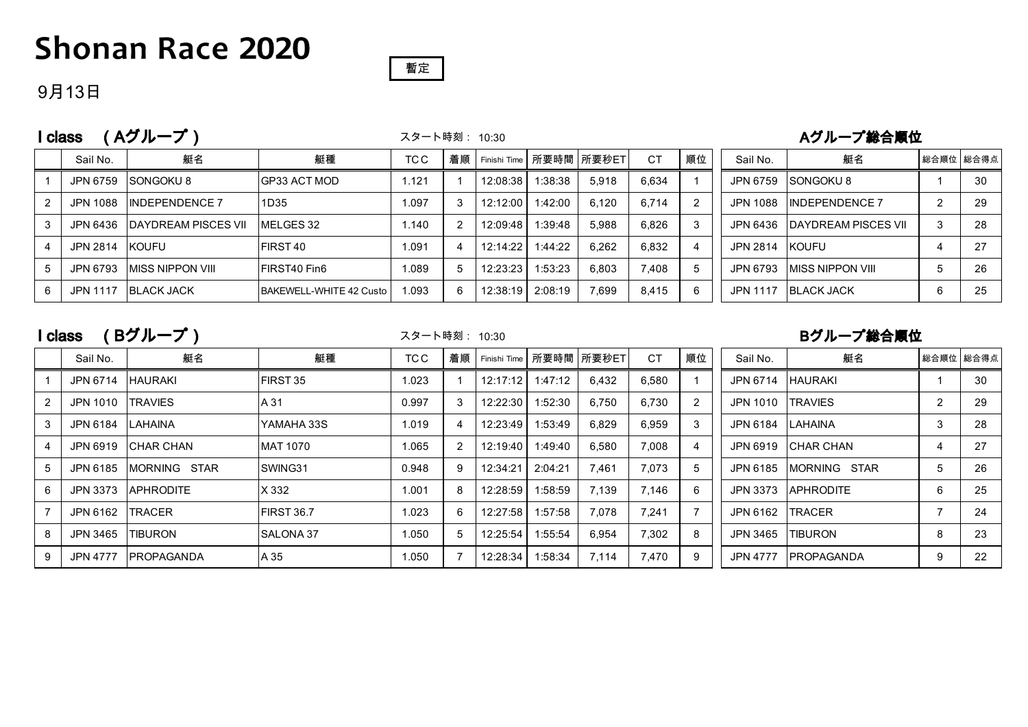# Shonan Race 2020

暫定

9月13日

## I class　( Aグループ )

スタート時刻： 10:30

| | Sail No. | 艇名 | 艇種 | TCC | 着順 | Finishi Time | 所要時間 | 所要秒ET | CT | 順位 |
|---|---|---|---|---|---|---|---|---|---|---|
| 1 | JPN 6759 | SONGOKU 8 | GP33 ACT MOD | 1.121 | 1 | 12:08:38 | 1:38:38 | 5,918 | 6,634 | 1 |
| 2 | JPN 1088 | INDEPENDENCE 7 | 1D35 | 1.097 | 3 | 12:12:00 | 1:42:00 | 6,120 | 6,714 | 2 |
| 3 | JPN 6436 | DAYDREAM PISCES VII | MELGES 32 | 1.140 | 2 | 12:09:48 | 1:39:48 | 5,988 | 6,826 | 3 |
| 4 | JPN 2814 | KOUFU | FIRST 40 | 1.091 | 4 | 12:14:22 | 1:44:22 | 6,262 | 6,832 | 4 |
| 5 | JPN 6793 | MISS NIPPON VIII | FIRST40 Fin6 | 1.089 | 5 | 12:23:23 | 1:53:23 | 6,803 | 7,408 | 5 |
| 6 | JPN 1117 | BLACK JACK | BAKEWELL-WHITE 42 Custo | 1.093 | 6 | 12:38:19 | 2:08:19 | 7,699 | 8,415 | 6 |

### Aグループ総合順位

| Sail No. | 艇名 | 総合順位 | 総合得点 |
|---|---|---|---|
| JPN 6759 | SONGOKU 8 | 1 | 30 |
| JPN 1088 | INDEPENDENCE 7 | 2 | 29 |
| JPN 6436 | DAYDREAM PISCES VII | 3 | 28 |
| JPN 2814 | KOUFU | 4 | 27 |
| JPN 6793 | MISS NIPPON VIII | 5 | 26 |
| JPN 1117 | BLACK JACK | 6 | 25 |

## I class　( Bグループ )

スタート時刻： 10:30

| | Sail No. | 艇名 | 艇種 | TCC | 着順 | Finishi Time | 所要時間 | 所要秒ET | CT | 順位 |
|---|---|---|---|---|---|---|---|---|---|---|
| 1 | JPN 6714 | HAURAKI | FIRST 35 | 1.023 | 1 | 12:17:12 | 1:47:12 | 6,432 | 6,580 | 1 |
| 2 | JPN 1010 | TRAVIES | A 31 | 0.997 | 3 | 12:22:30 | 1:52:30 | 6,750 | 6,730 | 2 |
| 3 | JPN 6184 | LAHAINA | YAMAHA 33S | 1.019 | 4 | 12:23:49 | 1:53:49 | 6,829 | 6,959 | 3 |
| 4 | JPN 6919 | CHAR CHAN | MAT 1070 | 1.065 | 2 | 12:19:40 | 1:49:40 | 6,580 | 7,008 | 4 |
| 5 | JPN 6185 | MORNING　STAR | SWING31 | 0.948 | 9 | 12:34:21 | 2:04:21 | 7,461 | 7,073 | 5 |
| 6 | JPN 3373 | APHRODITE | X 332 | 1.001 | 8 | 12:28:59 | 1:58:59 | 7,139 | 7,146 | 6 |
| 7 | JPN 6162 | TRACER | FIRST 36.7 | 1.023 | 6 | 12:27:58 | 1:57:58 | 7,078 | 7,241 | 7 |
| 8 | JPN 3465 | TIBURON | SALONA 37 | 1.050 | 5 | 12:25:54 | 1:55:54 | 6,954 | 7,302 | 8 |
| 9 | JPN 4777 | PROPAGANDA | A 35 | 1.050 | 7 | 12:28:34 | 1:58:34 | 7,114 | 7,470 | 9 |

### Bグループ総合順位

| Sail No. | 艇名 | 総合順位 | 総合得点 |
|---|---|---|---|
| JPN 6714 | HAURAKI | 1 | 30 |
| JPN 1010 | TRAVIES | 2 | 29 |
| JPN 6184 | LAHAINA | 3 | 28 |
| JPN 6919 | CHAR CHAN | 4 | 27 |
| JPN 6185 | MORNING　STAR | 5 | 26 |
| JPN 3373 | APHRODITE | 6 | 25 |
| JPN 6162 | TRACER | 7 | 24 |
| JPN 3465 | TIBURON | 8 | 23 |
| JPN 4777 | PROPAGANDA | 9 | 22 |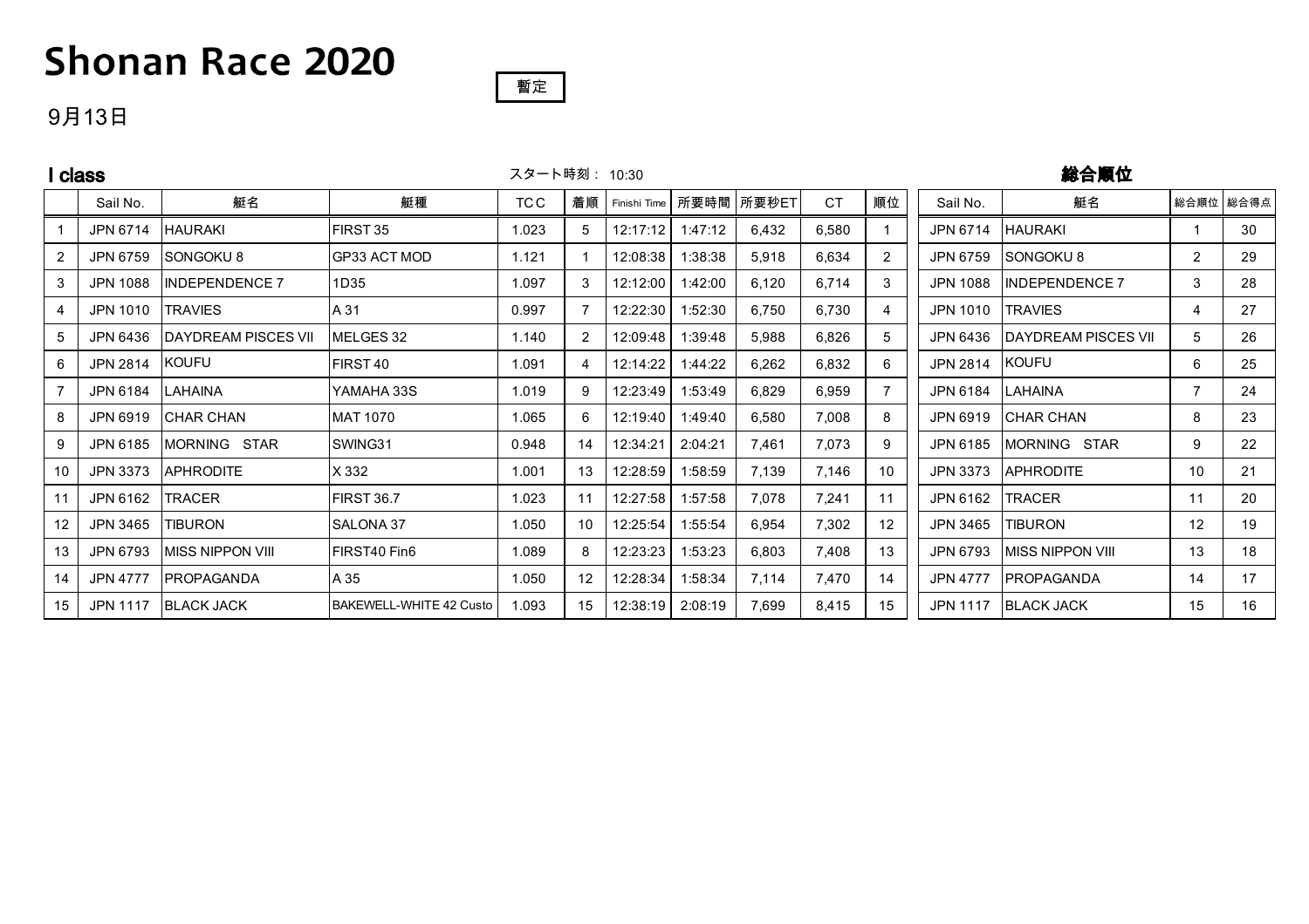# Shonan Race 2020

暫定

9月13日

## I class

スタート時刻： 10:30

|  | Sail No. | 艇名 | 艇種 | TCC | 着順 | Finishi Time | 所要時間 | 所要秒ET | CT | 順位 |
|---|---|---|---|---|---|---|---|---|---|---|
| 1 | JPN 6714 | HAURAKI | FIRST 35 | 1.023 | 5 | 12:17:12 | 1:47:12 | 6,432 | 6,580 | 1 |
| 2 | JPN 6759 | SONGOKU 8 | GP33 ACT MOD | 1.121 | 1 | 12:08:38 | 1:38:38 | 5,918 | 6,634 | 2 |
| 3 | JPN 1088 | INDEPENDENCE 7 | 1D35 | 1.097 | 3 | 12:12:00 | 1:42:00 | 6,120 | 6,714 | 3 |
| 4 | JPN 1010 | TRAVIES | A 31 | 0.997 | 7 | 12:22:30 | 1:52:30 | 6,750 | 6,730 | 4 |
| 5 | JPN 6436 | DAYDREAM PISCES VII | MELGES 32 | 1.140 | 2 | 12:09:48 | 1:39:48 | 5,988 | 6,826 | 5 |
| 6 | JPN 2814 | KOUFU | FIRST 40 | 1.091 | 4 | 12:14:22 | 1:44:22 | 6,262 | 6,832 | 6 |
| 7 | JPN 6184 | LAHAINA | YAMAHA 33S | 1.019 | 9 | 12:23:49 | 1:53:49 | 6,829 | 6,959 | 7 |
| 8 | JPN 6919 | CHAR CHAN | MAT 1070 | 1.065 | 6 | 12:19:40 | 1:49:40 | 6,580 | 7,008 | 8 |
| 9 | JPN 6185 | MORNING STAR | SWING31 | 0.948 | 14 | 12:34:21 | 2:04:21 | 7,461 | 7,073 | 9 |
| 10 | JPN 3373 | APHRODITE | X 332 | 1.001 | 13 | 12:28:59 | 1:58:59 | 7,139 | 7,146 | 10 |
| 11 | JPN 6162 | TRACER | FIRST 36.7 | 1.023 | 11 | 12:27:58 | 1:57:58 | 7,078 | 7,241 | 11 |
| 12 | JPN 3465 | TIBURON | SALONA 37 | 1.050 | 10 | 12:25:54 | 1:55:54 | 6,954 | 7,302 | 12 |
| 13 | JPN 6793 | MISS NIPPON VIII | FIRST40 Fin6 | 1.089 | 8 | 12:23:23 | 1:53:23 | 6,803 | 7,408 | 13 |
| 14 | JPN 4777 | PROPAGANDA | A 35 | 1.050 | 12 | 12:28:34 | 1:58:34 | 7,114 | 7,470 | 14 |
| 15 | JPN 1117 | BLACK JACK | BAKEWELL-WHITE 42 Custo | 1.093 | 15 | 12:38:19 | 2:08:19 | 7,699 | 8,415 | 15 |

## 総合順位

| Sail No. | 艇名 | 総合順位 | 総合得点 |
|---|---|---|---|
| JPN 6714 | HAURAKI | 1 | 30 |
| JPN 6759 | SONGOKU 8 | 2 | 29 |
| JPN 1088 | INDEPENDENCE 7 | 3 | 28 |
| JPN 1010 | TRAVIES | 4 | 27 |
| JPN 6436 | DAYDREAM PISCES VII | 5 | 26 |
| JPN 2814 | KOUFU | 6 | 25 |
| JPN 6184 | LAHAINA | 7 | 24 |
| JPN 6919 | CHAR CHAN | 8 | 23 |
| JPN 6185 | MORNING STAR | 9 | 22 |
| JPN 3373 | APHRODITE | 10 | 21 |
| JPN 6162 | TRACER | 11 | 20 |
| JPN 3465 | TIBURON | 12 | 19 |
| JPN 6793 | MISS NIPPON VIII | 13 | 18 |
| JPN 4777 | PROPAGANDA | 14 | 17 |
| JPN 1117 | BLACK JACK | 15 | 16 |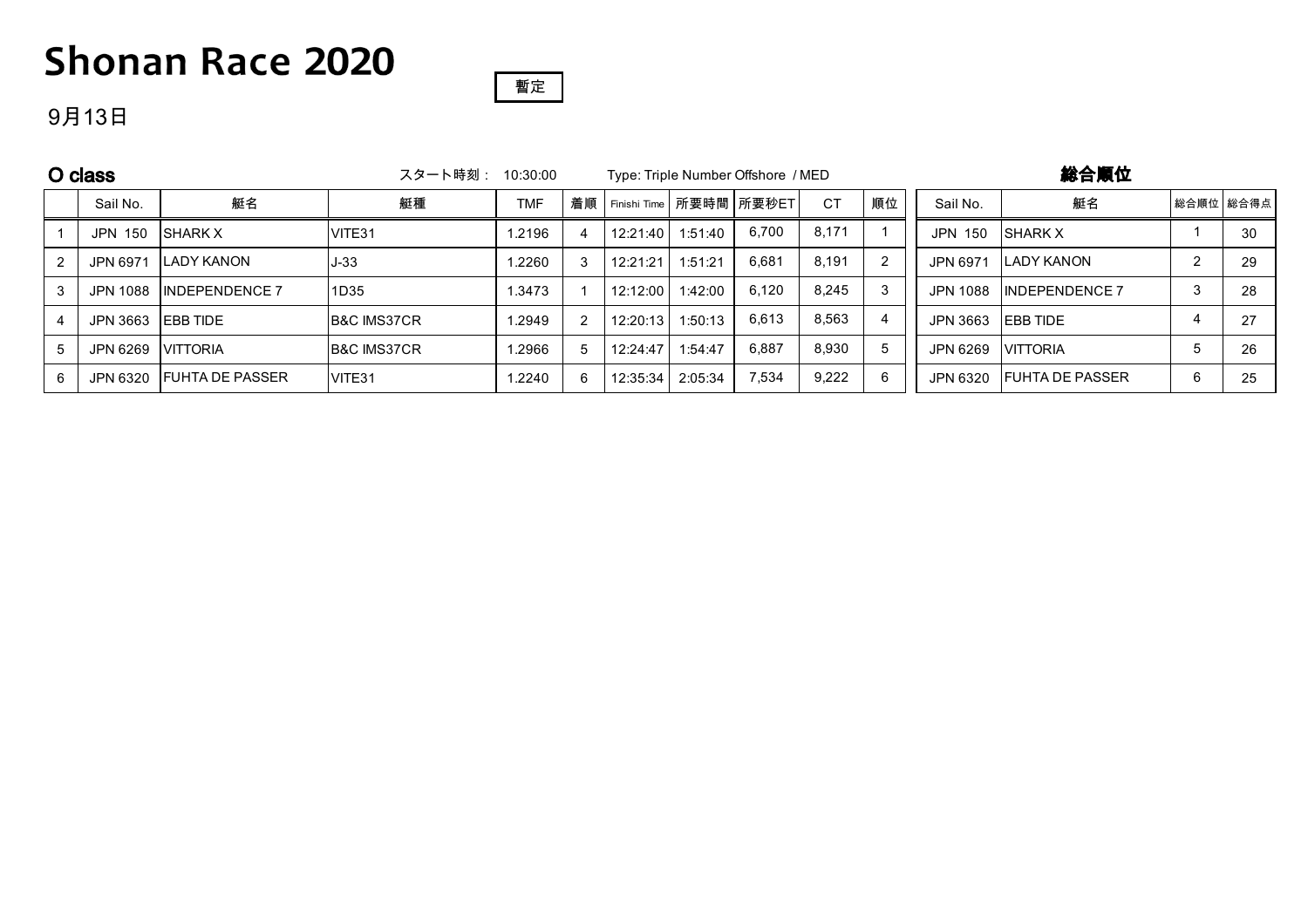# Shonan Race 2020

暫定

9月13日

**O class**　　スタート時刻： 10:30:00　　Type: Triple Number Offshore / MED

| | Sail No. | 艇名 | 艇種 | TMF | 着順 | Finishi Time | 所要時間 | 所要秒ET | CT | 順位 |
|---|---|---|---|---|---|---|---|---|---|---|
| 1 | JPN 150 | SHARK X | VITE31 | 1.2196 | 4 | 12:21:40 | 1:51:40 | 6,700 | 8,171 | 1 |
| 2 | JPN 6971 | LADY KANON | J-33 | 1.2260 | 3 | 12:21:21 | 1:51:21 | 6,681 | 8,191 | 2 |
| 3 | JPN 1088 | INDEPENDENCE 7 | 1D35 | 1.3473 | 1 | 12:12:00 | 1:42:00 | 6,120 | 8,245 | 3 |
| 4 | JPN 3663 | EBB TIDE | B&C IMS37CR | 1.2949 | 2 | 12:20:13 | 1:50:13 | 6,613 | 8,563 | 4 |
| 5 | JPN 6269 | VITTORIA | B&C IMS37CR | 1.2966 | 5 | 12:24:47 | 1:54:47 | 6,887 | 8,930 | 5 |
| 6 | JPN 6320 | FUHTA DE PASSER | VITE31 | 1.2240 | 6 | 12:35:34 | 2:05:34 | 7,534 | 9,222 | 6 |

**総合順位**

| Sail No. | 艇名 | 総合順位 | 総合得点 |
|---|---|---|---|
| JPN 150 | SHARK X | 1 | 30 |
| JPN 6971 | LADY KANON | 2 | 29 |
| JPN 1088 | INDEPENDENCE 7 | 3 | 28 |
| JPN 3663 | EBB TIDE | 4 | 27 |
| JPN 6269 | VITTORIA | 5 | 26 |
| JPN 6320 | FUHTA DE PASSER | 6 | 25 |